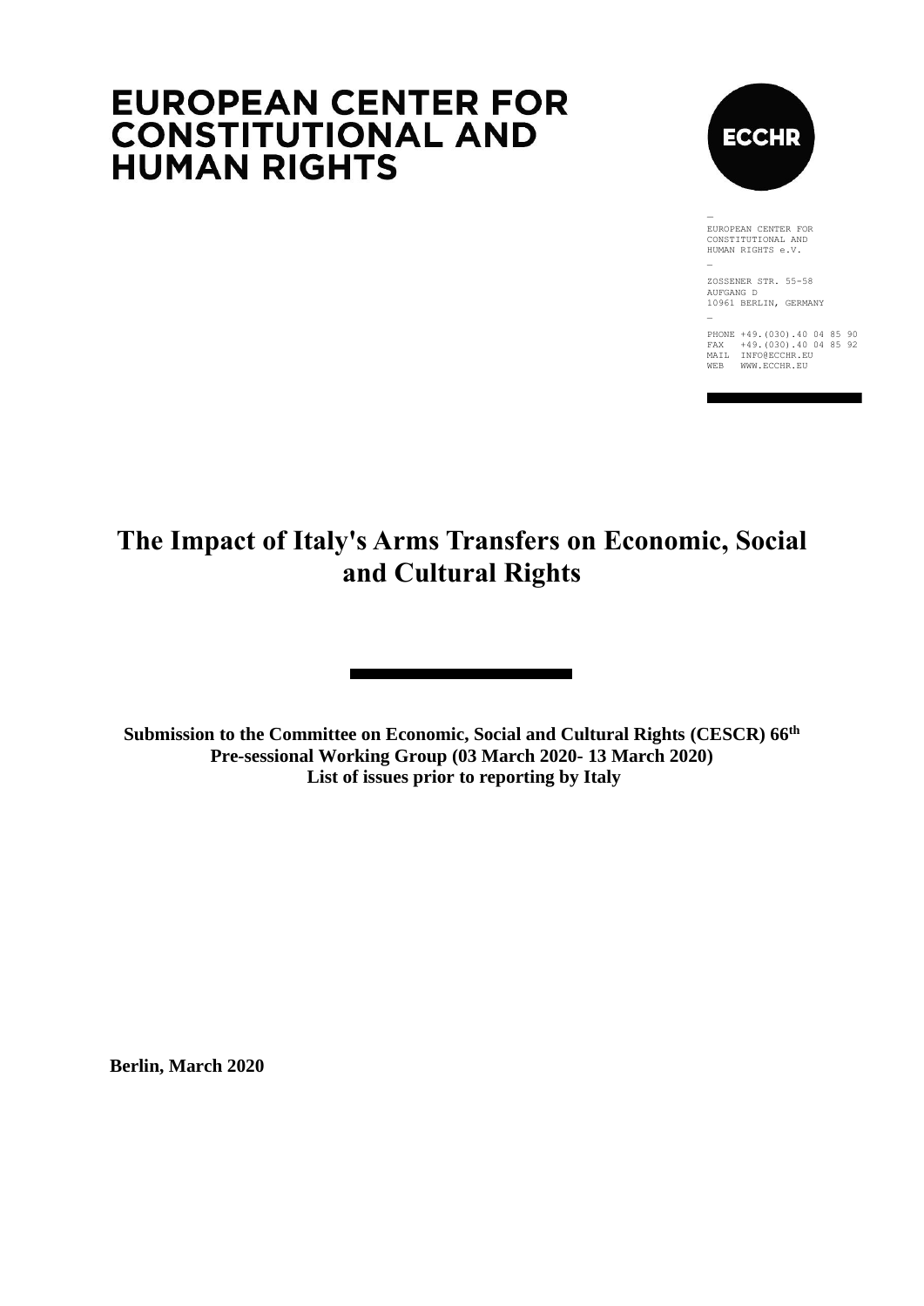# EUROPEAN CENTER FOR CONSTITUTIONAL AND HUMAN RIGHTS

ECCHR

EUROPEAN CENTER FOR CONSTITUTIONAL AND HUMAN RIGHTS e.V.

ZOSSENER STR. 55-58
AUFGANG D
10961 BERLIN, GERMANY

PHONE +49.(030).40 04 85 90
FAX +49.(030).40 04 85 92
MAIL INFO@ECCHR.EU
WEB WWW.ECCHR.EU

# The Impact of Italy's Arms Transfers on Economic, Social and Cultural Rights

**Submission to the Committee on Economic, Social and Cultural Rights (CESCR) 66th Pre-sessional Working Group (03 March 2020- 13 March 2020)**
**List of issues prior to reporting by Italy**

**Berlin, March 2020**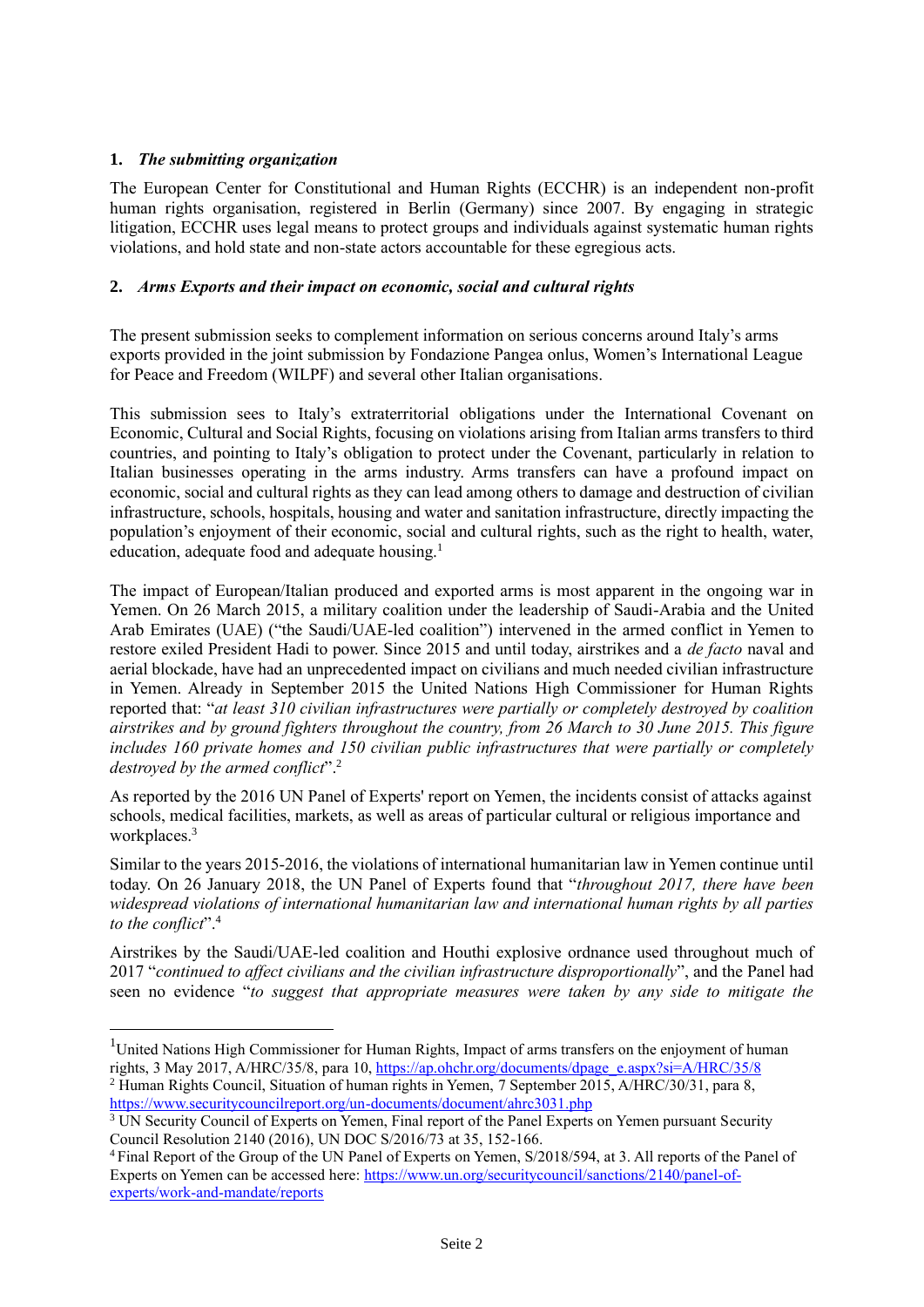## 1. *The submitting organization*

The European Center for Constitutional and Human Rights (ECCHR) is an independent non-profit human rights organisation, registered in Berlin (Germany) since 2007. By engaging in strategic litigation, ECCHR uses legal means to protect groups and individuals against systematic human rights violations, and hold state and non-state actors accountable for these egregious acts.

## 2. *Arms Exports and their impact on economic, social and cultural rights*

The present submission seeks to complement information on serious concerns around Italy's arms exports provided in the joint submission by Fondazione Pangea onlus, Women's International League for Peace and Freedom (WILPF) and several other Italian organisations.

This submission sees to Italy's extraterritorial obligations under the International Covenant on Economic, Cultural and Social Rights, focusing on violations arising from Italian arms transfers to third countries, and pointing to Italy's obligation to protect under the Covenant, particularly in relation to Italian businesses operating in the arms industry. Arms transfers can have a profound impact on economic, social and cultural rights as they can lead among others to damage and destruction of civilian infrastructure, schools, hospitals, housing and water and sanitation infrastructure, directly impacting the population's enjoyment of their economic, social and cultural rights, such as the right to health, water, education, adequate food and adequate housing.[1]

The impact of European/Italian produced and exported arms is most apparent in the ongoing war in Yemen. On 26 March 2015, a military coalition under the leadership of Saudi-Arabia and the United Arab Emirates (UAE) ("the Saudi/UAE-led coalition") intervened in the armed conflict in Yemen to restore exiled President Hadi to power. Since 2015 and until today, airstrikes and a *de facto* naval and aerial blockade, have had an unprecedented impact on civilians and much needed civilian infrastructure in Yemen. Already in September 2015 the United Nations High Commissioner for Human Rights reported that: "*at least 310 civilian infrastructures were partially or completely destroyed by coalition airstrikes and by ground fighters throughout the country, from 26 March to 30 June 2015. This figure includes 160 private homes and 150 civilian public infrastructures that were partially or completely destroyed by the armed conflict*".[2]

As reported by the 2016 UN Panel of Experts' report on Yemen, the incidents consist of attacks against schools, medical facilities, markets, as well as areas of particular cultural or religious importance and workplaces.[3]

Similar to the years 2015-2016, the violations of international humanitarian law in Yemen continue until today. On 26 January 2018, the UN Panel of Experts found that "*throughout 2017, there have been widespread violations of international humanitarian law and international human rights by all parties to the conflict*".[4]

Airstrikes by the Saudi/UAE-led coalition and Houthi explosive ordnance used throughout much of 2017 "*continued to affect civilians and the civilian infrastructure disproportionally*", and the Panel had seen no evidence "*to suggest that appropriate measures were taken by any side to mitigate the*

---

[1] United Nations High Commissioner for Human Rights, Impact of arms transfers on the enjoyment of human rights, 3 May 2017, A/HRC/35/8, para 10, https://ap.ohchr.org/documents/dpage_e.aspx?si=A/HRC/35/8

[2] Human Rights Council, Situation of human rights in Yemen, 7 September 2015, A/HRC/30/31, para 8, https://www.securitycouncilreport.org/un-documents/document/ahrc3031.php

[3] UN Security Council of Experts on Yemen, Final report of the Panel Experts on Yemen pursuant Security Council Resolution 2140 (2016), UN DOC S/2016/73 at 35, 152-166.

[4] Final Report of the Group of the UN Panel of Experts on Yemen, S/2018/594, at 3. All reports of the Panel of Experts on Yemen can be accessed here: https://www.un.org/securitycouncil/sanctions/2140/panel-of-experts/work-and-mandate/reports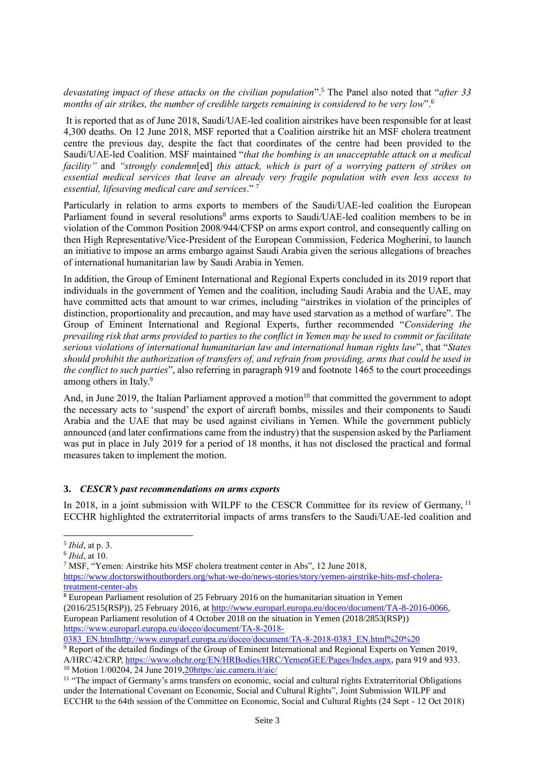*devastating impact of these attacks on the civilian population*".[5] The Panel also noted that "*after 33 months of air strikes, the number of credible targets remaining is considered to be very low*".[6]

It is reported that as of June 2018, Saudi/UAE-led coalition airstrikes have been responsible for at least 4,300 deaths. On 12 June 2018, MSF reported that a Coalition airstrike hit an MSF cholera treatment centre the previous day, despite the fact that coordinates of the centre had been provided to the Saudi/UAE-led Coalition. MSF maintained "*that the bombing is an unacceptable attack on a medical facility"* and *"strongly condemn*[ed] *this attack, which is part of a worrying pattern of strikes on essential medical services that leave an already very fragile population with even less access to essential, lifesaving medical care and services*." [7]

Particularly in relation to arms exports to members of the Saudi/UAE-led coalition the European Parliament found in several resolutions[8] arms exports to Saudi/UAE-led coalition members to be in violation of the Common Position 2008/944/CFSP on arms export control, and consequently calling on then High Representative/Vice-President of the European Commission, Federica Mogherini, to launch an initiative to impose an arms embargo against Saudi Arabia given the serious allegations of breaches of international humanitarian law by Saudi Arabia in Yemen.

In addition, the Group of Eminent International and Regional Experts concluded in its 2019 report that individuals in the government of Yemen and the coalition, including Saudi Arabia and the UAE, may have committed acts that amount to war crimes, including "airstrikes in violation of the principles of distinction, proportionality and precaution, and may have used starvation as a method of warfare". The Group of Eminent International and Regional Experts, further recommended "*Considering the prevailing risk that arms provided to parties to the conflict in Yemen may be used to commit or facilitate serious violations of international humanitarian law and international human rights law*", that "*States should prohibit the authorization of transfers of, and refrain from providing, arms that could be used in the conflict to such parties*", also referring in paragraph 919 and footnote 1465 to the court proceedings among others in Italy.[9]

And, in June 2019, the Italian Parliament approved a motion[10] that committed the government to adopt the necessary acts to 'suspend' the export of aircraft bombs, missiles and their components to Saudi Arabia and the UAE that may be used against civilians in Yemen. While the government publicly announced (and later confirmations came from the industry) that the suspension asked by the Parliament was put in place in July 2019 for a period of 18 months, it has not disclosed the practical and formal measures taken to implement the motion.

### 3. *CESCR's past recommendations on arms exports*

In 2018, in a joint submission with WILPF to the CESCR Committee for its review of Germany, [11] ECCHR highlighted the extraterritorial impacts of arms transfers to the Saudi/UAE-led coalition and

---

[5] *Ibid*, at p. 3.

[6] *Ibid*, at 10.

[7] MSF, "Yemen: Airstrike hits MSF cholera treatment center in Abs", 12 June 2018, https://www.doctorswithoutborders.org/what-we-do/news-stories/story/yemen-airstrike-hits-msf-cholera-treatment-center-abs

[8] European Parliament resolution of 25 February 2016 on the humanitarian situation in Yemen (2016/2515(RSP)), 25 February 2016, at http://www.europarl.europa.eu/doceo/document/TA-8-2016-0066, European Parliament resolution of 4 October 2018 on the situation in Yemen (2018/2853(RSP)) https://www.europarl.europa.eu/doceo/document/TA-8-2018-0383_EN.htmlhttp://www.europarl.europa.eu/doceo/document/TA-8-2018-0383_EN.html%20%20

[9] Report of the detailed findings of the Group of Eminent International and Regional Experts on Yemen 2019, A/HRC/42/CRP, https://www.ohchr.org/EN/HRBodies/HRC/YemenGEE/Pages/Index.aspx, para 919 and 933.

[10] Motion 1/00204, 24 June 2019,20https:/aic.camera.it/aic/

[11] "The impact of Germany's arms transfers on economic, social and cultural rights Extraterritorial Obligations under the International Covenant on Economic, Social and Cultural Rights", Joint Submission WILPF and ECCHR to the 64th session of the Committee on Economic, Social and Cultural Rights (24 Sept - 12 Oct 2018)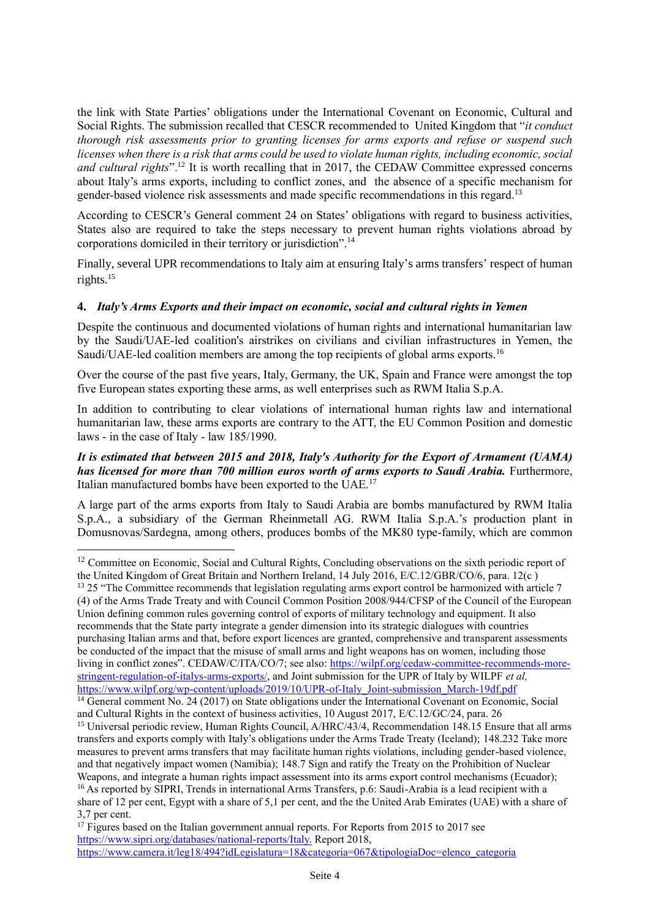the link with State Parties' obligations under the International Covenant on Economic, Cultural and Social Rights. The submission recalled that CESCR recommended to United Kingdom that "*it conduct thorough risk assessments prior to granting licenses for arms exports and refuse or suspend such licenses when there is a risk that arms could be used to violate human rights, including economic, social and cultural rights*".[12] It is worth recalling that in 2017, the CEDAW Committee expressed concerns about Italy's arms exports, including to conflict zones, and the absence of a specific mechanism for gender-based violence risk assessments and made specific recommendations in this regard.[13]

According to CESCR's General comment 24 on States' obligations with regard to business activities, States also are required to take the steps necessary to prevent human rights violations abroad by corporations domiciled in their territory or jurisdiction".[14]

Finally, several UPR recommendations to Italy aim at ensuring Italy's arms transfers' respect of human rights.[15]

#### 4. *Italy's Arms Exports and their impact on economic, social and cultural rights in Yemen*

Despite the continuous and documented violations of human rights and international humanitarian law by the Saudi/UAE-led coalition's airstrikes on civilians and civilian infrastructures in Yemen, the Saudi/UAE-led coalition members are among the top recipients of global arms exports.[16]

Over the course of the past five years, Italy, Germany, the UK, Spain and France were amongst the top five European states exporting these arms, as well enterprises such as RWM Italia S.p.A.

In addition to contributing to clear violations of international human rights law and international humanitarian law, these arms exports are contrary to the ATT, the EU Common Position and domestic laws - in the case of Italy - law 185/1990.

***It is estimated that between 2015 and 2018, Italy's Authority for the Export of Armament (UAMA) has licensed for more than 700 million euros worth of arms exports to Saudi Arabia.*** Furthermore, Italian manufactured bombs have been exported to the UAE.[17]

A large part of the arms exports from Italy to Saudi Arabia are bombs manufactured by RWM Italia S.p.A., a subsidiary of the German Rheinmetall AG. RWM Italia S.p.A.'s production plant in Domusnovas/Sardegna, among others, produces bombs of the MK80 type-family, which are common

---

[12] Committee on Economic, Social and Cultural Rights, Concluding observations on the sixth periodic report of the United Kingdom of Great Britain and Northern Ireland, 14 July 2016, E/C.12/GBR/CO/6, para. 12(c )

[13] 25 "The Committee recommends that legislation regulating arms export control be harmonized with article 7 (4) of the Arms Trade Treaty and with Council Common Position 2008/944/CFSP of the Council of the European Union defining common rules governing control of exports of military technology and equipment. It also recommends that the State party integrate a gender dimension into its strategic dialogues with countries purchasing Italian arms and that, before export licences are granted, comprehensive and transparent assessments be conducted of the impact that the misuse of small arms and light weapons has on women, including those living in conflict zones". CEDAW/C/ITA/CO/7; see also: https://wilpf.org/cedaw-committee-recommends-more-stringent-regulation-of-italys-arms-exports/, and Joint submission for the UPR of Italy by WILPF *et al,* https://www.wilpf.org/wp-content/uploads/2019/10/UPR-of-Italy_Joint-submission_March-19df.pdf

[14] General comment No. 24 (2017) on State obligations under the International Covenant on Economic, Social and Cultural Rights in the context of business activities, 10 August 2017, E/C.12/GC/24, para. 26

[15] Universal periodic review, Human Rights Council, A/HRC/43/4, Recommendation 148.15 Ensure that all arms transfers and exports comply with Italy's obligations under the Arms Trade Treaty (Iceland); 148.232 Take more measures to prevent arms transfers that may facilitate human rights violations, including gender-based violence, and that negatively impact women (Namibia); 148.7 Sign and ratify the Treaty on the Prohibition of Nuclear Weapons, and integrate a human rights impact assessment into its arms export control mechanisms (Ecuador);

[16] As reported by SIPRI, Trends in international Arms Transfers, p.6: Saudi-Arabia is a lead recipient with a share of 12 per cent, Egypt with a share of 5,1 per cent, and the the United Arab Emirates (UAE) with a share of 3,7 per cent.

[17] Figures based on the Italian government annual reports. For Reports from 2015 to 2017 see https://www.sipri.org/databases/national-reports/Italy. Report 2018, https://www.camera.it/leg18/494?idLegislatura=18&categoria=067&tipologiaDoc=elenco_categoria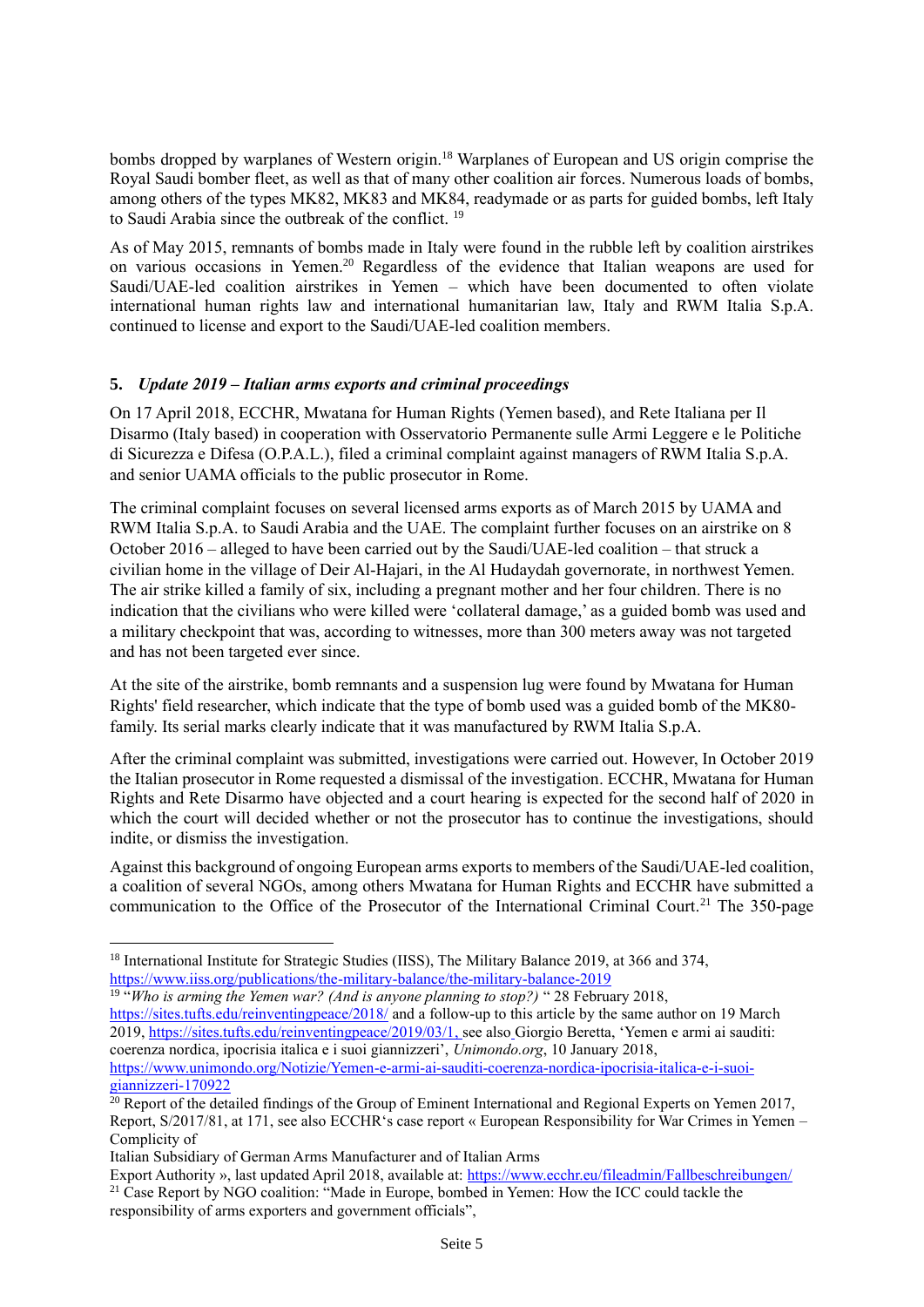bombs dropped by warplanes of Western origin.[18] Warplanes of European and US origin comprise the Royal Saudi bomber fleet, as well as that of many other coalition air forces. Numerous loads of bombs, among others of the types MK82, MK83 and MK84, readymade or as parts for guided bombs, left Italy to Saudi Arabia since the outbreak of the conflict. [19]

As of May 2015, remnants of bombs made in Italy were found in the rubble left by coalition airstrikes on various occasions in Yemen.[20] Regardless of the evidence that Italian weapons are used for Saudi/UAE-led coalition airstrikes in Yemen – which have been documented to often violate international human rights law and international humanitarian law, Italy and RWM Italia S.p.A. continued to license and export to the Saudi/UAE-led coalition members.

### 5. *Update 2019 – Italian arms exports and criminal proceedings*

On 17 April 2018, ECCHR, Mwatana for Human Rights (Yemen based), and Rete Italiana per Il Disarmo (Italy based) in cooperation with Osservatorio Permanente sulle Armi Leggere e le Politiche di Sicurezza e Difesa (O.P.A.L.), filed a criminal complaint against managers of RWM Italia S.p.A. and senior UAMA officials to the public prosecutor in Rome.

The criminal complaint focuses on several licensed arms exports as of March 2015 by UAMA and RWM Italia S.p.A. to Saudi Arabia and the UAE. The complaint further focuses on an airstrike on 8 October 2016 – alleged to have been carried out by the Saudi/UAE-led coalition – that struck a civilian home in the village of Deir Al-Hajari, in the Al Hudaydah governorate, in northwest Yemen. The air strike killed a family of six, including a pregnant mother and her four children. There is no indication that the civilians who were killed were 'collateral damage,' as a guided bomb was used and a military checkpoint that was, according to witnesses, more than 300 meters away was not targeted and has not been targeted ever since.

At the site of the airstrike, bomb remnants and a suspension lug were found by Mwatana for Human Rights' field researcher, which indicate that the type of bomb used was a guided bomb of the MK80-family. Its serial marks clearly indicate that it was manufactured by RWM Italia S.p.A.

After the criminal complaint was submitted, investigations were carried out. However, In October 2019 the Italian prosecutor in Rome requested a dismissal of the investigation. ECCHR, Mwatana for Human Rights and Rete Disarmo have objected and a court hearing is expected for the second half of 2020 in which the court will decided whether or not the prosecutor has to continue the investigations, should indite, or dismiss the investigation.

Against this background of ongoing European arms exports to members of the Saudi/UAE-led coalition, a coalition of several NGOs, among others Mwatana for Human Rights and ECCHR have submitted a communication to the Office of the Prosecutor of the International Criminal Court.[21] The 350-page

---

[18] International Institute for Strategic Studies (IISS), The Military Balance 2019, at 366 and 374, https://www.iiss.org/publications/the-military-balance/the-military-balance-2019

[19] "*Who is arming the Yemen war? (And is anyone planning to stop?)* " 28 February 2018, https://sites.tufts.edu/reinventingpeace/2018/ and a follow-up to this article by the same author on 19 March 2019, https://sites.tufts.edu/reinventingpeace/2019/03/1, see also Giorgio Beretta, 'Yemen e armi ai sauditi: coerenza nordica, ipocrisia italica e i suoi giannizzeri', *Unimondo.org*, 10 January 2018, https://www.unimondo.org/Notizie/Yemen-e-armi-ai-sauditi-coerenza-nordica-ipocrisia-italica-e-i-suoi-giannizzeri-170922

[20] Report of the detailed findings of the Group of Eminent International and Regional Experts on Yemen 2017, Report, S/2017/81, at 171, see also ECCHR's case report « European Responsibility for War Crimes in Yemen – Complicity of
Italian Subsidiary of German Arms Manufacturer and of Italian Arms
Export Authority », last updated April 2018, available at: https://www.ecchr.eu/fileadmin/Fallbeschreibungen/

[21] Case Report by NGO coalition: "Made in Europe, bombed in Yemen: How the ICC could tackle the responsibility of arms exporters and government officials",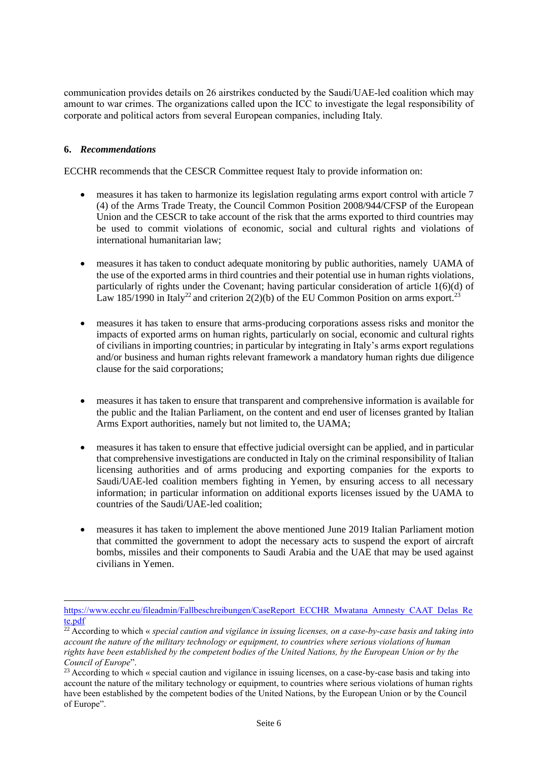communication provides details on 26 airstrikes conducted by the Saudi/UAE-led coalition which may amount to war crimes. The organizations called upon the ICC to investigate the legal responsibility of corporate and political actors from several European companies, including Italy.

## 6. *Recommendations*

ECCHR recommends that the CESCR Committee request Italy to provide information on:

- measures it has taken to harmonize its legislation regulating arms export control with article 7 (4) of the Arms Trade Treaty, the Council Common Position 2008/944/CFSP of the European Union and the CESCR to take account of the risk that the arms exported to third countries may be used to commit violations of economic, social and cultural rights and violations of international humanitarian law;

- measures it has taken to conduct adequate monitoring by public authorities, namely UAMA of the use of the exported arms in third countries and their potential use in human rights violations, particularly of rights under the Covenant; having particular consideration of article 1(6)(d) of Law 185/1990 in Italy[22] and criterion 2(2)(b) of the EU Common Position on arms export.[23]

- measures it has taken to ensure that arms-producing corporations assess risks and monitor the impacts of exported arms on human rights, particularly on social, economic and cultural rights of civilians in importing countries; in particular by integrating in Italy's arms export regulations and/or business and human rights relevant framework a mandatory human rights due diligence clause for the said corporations;

- measures it has taken to ensure that transparent and comprehensive information is available for the public and the Italian Parliament, on the content and end user of licenses granted by Italian Arms Export authorities, namely but not limited to, the UAMA;

- measures it has taken to ensure that effective judicial oversight can be applied, and in particular that comprehensive investigations are conducted in Italy on the criminal responsibility of Italian licensing authorities and of arms producing and exporting companies for the exports to Saudi/UAE-led coalition members fighting in Yemen, by ensuring access to all necessary information; in particular information on additional exports licenses issued by the UAMA to countries of the Saudi/UAE-led coalition;

- measures it has taken to implement the above mentioned June 2019 Italian Parliament motion that committed the government to adopt the necessary acts to suspend the export of aircraft bombs, missiles and their components to Saudi Arabia and the UAE that may be used against civilians in Yemen.

---

https://www.ecchr.eu/fileadmin/Fallbeschreibungen/CaseReport_ECCHR_Mwatana_Amnesty_CAAT_Delas_Rete.pdf

[22] According to which « *special caution and vigilance in issuing licenses, on a case-by-case basis and taking into account the nature of the military technology or equipment, to countries where serious violations of human rights have been established by the competent bodies of the United Nations, by the European Union or by the Council of Europe*".

[23] According to which « special caution and vigilance in issuing licenses, on a case-by-case basis and taking into account the nature of the military technology or equipment, to countries where serious violations of human rights have been established by the competent bodies of the United Nations, by the European Union or by the Council of Europe".